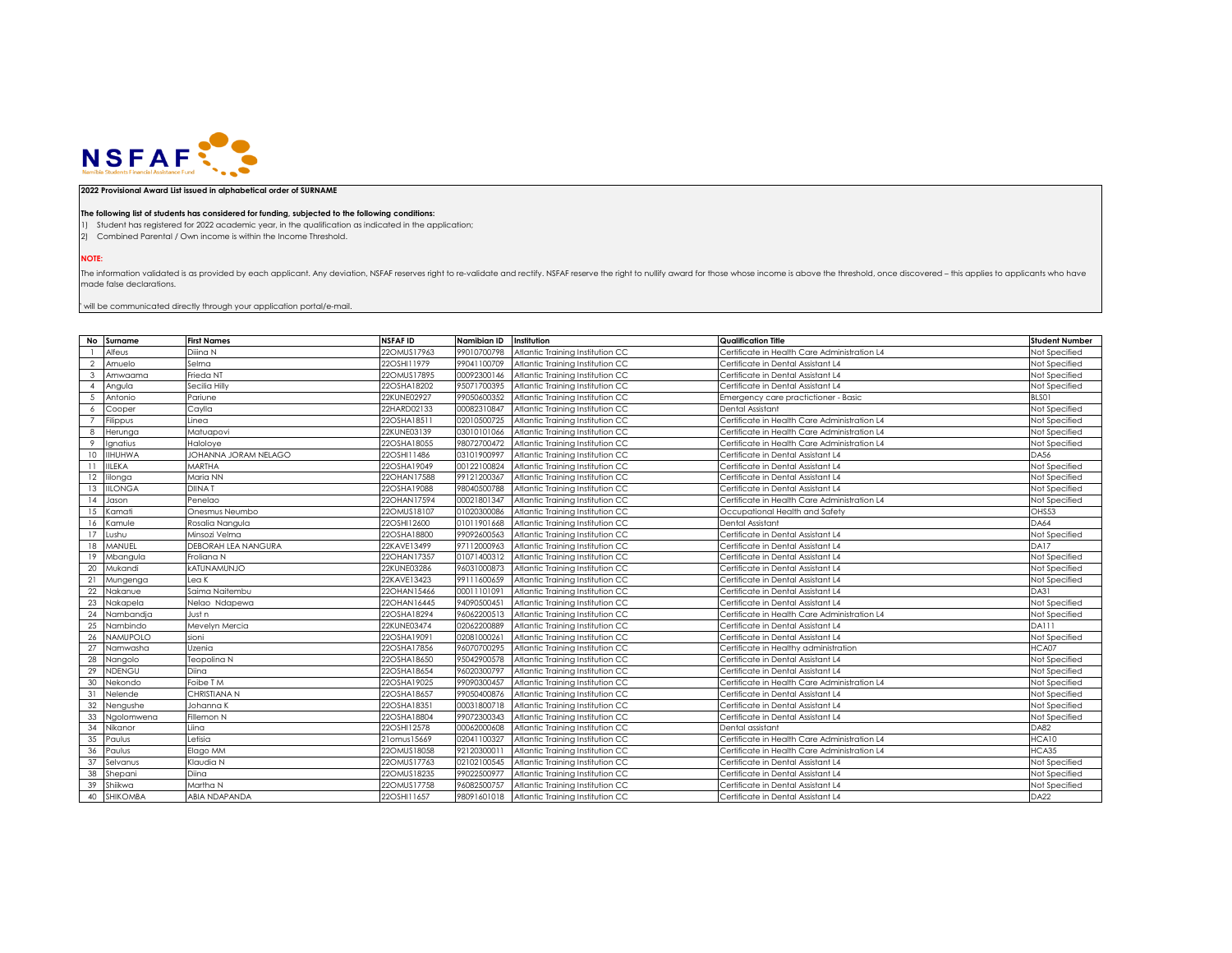NSFAF

Namibia Students Financial Assistance Fund

**2022 Provisional Award List issued in alphabetical order of SURNAME**

**The following list of students has considered for funding, subjected to the following conditions:**

1) Student has registered for 2022 academic year, in the qualification as indicated in the application;
2) Combined Parental / Own income is within the Income Threshold.

**NOTE:**

The information validated is as provided by each applicant. Any deviation, NSFAF reserves right to re-validate and rectify. NSFAF reserve the right to nullify award for those whose income is above the threshold, once discovered – this applies to applicants who have made false declarations.

' will be communicated directly through your application portal/e-mail.

| No | Surname | First Names | NSFAF ID | Namibian ID | Institution | Qualification Title | Student Number |
|---|---|---|---|---|---|---|---|
| 1 | Alfeus | Diiina N | 22OMUS17963 | 99010700798 | Atlantic Training Institution CC | Certificate in Health Care Administration L4 | Not Specified |
| 2 | Amuelo | Selma | 22OSHI11979 | 99041100709 | Atlantic Training Institution CC | Certificate in Dental Assistant L4 | Not Specified |
| 3 | Amwaama | Frieda NT | 22OMUS17895 | 00092300146 | Atlantic Training Institution CC | Certificate in Dental Assistant L4 | Not Specified |
| 4 | Angula | Secilia Hilly | 22OSHA18202 | 95071700395 | Atlantic Training Institution CC | Certificate in Dental Assistant L4 | Not Specified |
| 5 | Antonio | Pariune | 22KUNE02927 | 99050600352 | Atlantic Training Institution CC | Emergency care practictioner - Basic | BLS01 |
| 6 | Cooper | Caylla | 22HARD02133 | 00082310847 | Atlantic Training Institution CC | Dental Assistant | Not Specified |
| 7 | Filippus | Linea | 22OSHA18511 | 02010500725 | Atlantic Training Institution CC | Certificate in Health Care Administration L4 | Not Specified |
| 8 | Herunga | Matuapovi | 22KUNE03139 | 03010101066 | Atlantic Training Institution CC | Certificate in Health Care Administration L4 | Not Specified |
| 9 | Ignatius | Haloloye | 22OSHA18055 | 98072700472 | Atlantic Training Institution CC | Certificate in Health Care Administration L4 | Not Specified |
| 10 | IIHUHWA | JOHANNA JORAM NELAGO | 22OSHI11486 | 03101900997 | Atlantic Training Institution CC | Certificate in Dental Assistant L4 | DA56 |
| 11 | IILEKA | MARTHA | 22OSHA19049 | 00122100824 | Atlantic Training Institution CC | Certificate in Dental Assistant L4 | Not Specified |
| 12 | Iilonga | Maria NN | 22OHAN17588 | 99121200367 | Atlantic Training Institution CC | Certificate in Dental Assistant L4 | Not Specified |
| 13 | IILONGA | DIINA T | 22OSHA19088 | 98040500788 | Atlantic Training Institution CC | Certificate in Dental Assistant L4 | Not Specified |
| 14 | Jason | Penelao | 22OHAN17594 | 00021801347 | Atlantic Training Institution CC | Certificate in Health Care Administration L4 | Not Specified |
| 15 | Kamati | Onesmus Neumbo | 22OMUS18107 | 01020300086 | Atlantic Training Institution CC | Occupational Health and Safety | OHS53 |
| 16 | Kamule | Rosalia Nangula | 22OSHI12600 | 01011901668 | Atlantic Training Institution CC | Dental Assistant | DA64 |
| 17 | Lushu | Minsozi Velma | 22OSHA18800 | 99092600563 | Atlantic Training Institution CC | Certificate in Dental Assistant L4 | Not Specified |
| 18 | MANUEL | DEBORAH LEA NANGURA | 22KAVE13499 | 97112000963 | Atlantic Training Institution CC | Certificate in Dental Assistant L4 | DA17 |
| 19 | Mbangula | Froliana N | 22OHAN17357 | 01071400312 | Atlantic Training Institution CC | Certificate in Dental Assistant L4 | Not Specified |
| 20 | Mukandi | kATUNAMUNJO | 22KUNE03286 | 96031000873 | Atlantic Training Institution CC | Certificate in Dental Assistant L4 | Not Specified |
| 21 | Mungenga | Lea K | 22KAVE13423 | 99111600659 | Atlantic Training Institution CC | Certificate in Dental Assistant L4 | Not Specified |
| 22 | Nakanue | Saima Naitembu | 22OHAN15466 | 00011101091 | Atlantic Training Institution CC | Certificate in Dental Assistant L4 | DA31 |
| 23 | Nakapela | Nelao Ndapewa | 22OHAN16445 | 94090500451 | Atlantic Training Institution CC | Certificate in Dental Assistant L4 | Not Specified |
| 24 | Nambandja | Just n | 22OSHA18294 | 96062200513 | Atlantic Training Institution CC | Certificate in Health Care Administration L4 | Not Specified |
| 25 | Nambindo | Mevelyn Mercia | 22KUNE03474 | 02062200889 | Atlantic Training Institution CC | Certificate in Dental Assistant L4 | DA111 |
| 26 | NAMUPOLO | sioni | 22OSHA19091 | 02081000261 | Atlantic Training Institution CC | Certificate in Dental Assistant L4 | Not Specified |
| 27 | Namwasha | Uzenia | 22OSHA17856 | 96070700295 | Atlantic Training Institution CC | Certificate in Healthy administration | HCA07 |
| 28 | Nangolo | Teopolina N | 22OSHA18650 | 95042900578 | Atlantic Training Institution CC | Certificate in Dental Assistant L4 | Not Specified |
| 29 | NDENGU | Diina | 22OSHA18654 | 96020300797 | Atlantic Training Institution CC | Certificate in Dental Assistant L4 | Not Specified |
| 30 | Nekondo | Foibe T M | 22OSHA19025 | 99090300457 | Atlantic Training Institution CC | Certificate in Health Care Administration L4 | Not Specified |
| 31 | Nelende | CHRISTIANA N | 22OSHA18657 | 99050400876 | Atlantic Training Institution CC | Certificate in Dental Assistant L4 | Not Specified |
| 32 | Nengushe | Johanna K | 22OSHA18351 | 00031800718 | Atlantic Training Institution CC | Certificate in Dental Assistant L4 | Not Specified |
| 33 | Ngolomwena | Fillemon N | 22OSHA18804 | 99072300343 | Atlantic Training Institution CC | Certificate in Dental Assistant L4 | Not Specified |
| 34 | Nikanor | Liina | 22OSHI12578 | 00062000608 | Atlantic Training Institution CC | Dental assistant | DA82 |
| 35 | Paulus | Letisia | 21omus15669 | 02041100327 | Atlantic Training Institution CC | Certificate in Health Care Administration L4 | HCA10 |
| 36 | Paulus | Elago MM | 22OMUS18058 | 92120300011 | Atlantic Training Institution CC | Certificate in Health Care Administration L4 | HCA35 |
| 37 | Selvanus | Klaudia N | 22OMUS17763 | 02102100545 | Atlantic Training Institution CC | Certificate in Dental Assistant L4 | Not Specified |
| 38 | Shepani | Diina | 22OMUS18235 | 99022500977 | Atlantic Training Institution CC | Certificate in Dental Assistant L4 | Not Specified |
| 39 | Shiikwa | Martha N | 22OMUS17758 | 96082500757 | Atlantic Training Institution CC | Certificate in Dental Assistant L4 | Not Specified |
| 40 | SHIKOMBA | ABIA NDAPANDA | 22OSHI11657 | 98091601018 | Atlantic Training Institution CC | Certificate in Dental Assistant L4 | DA22 |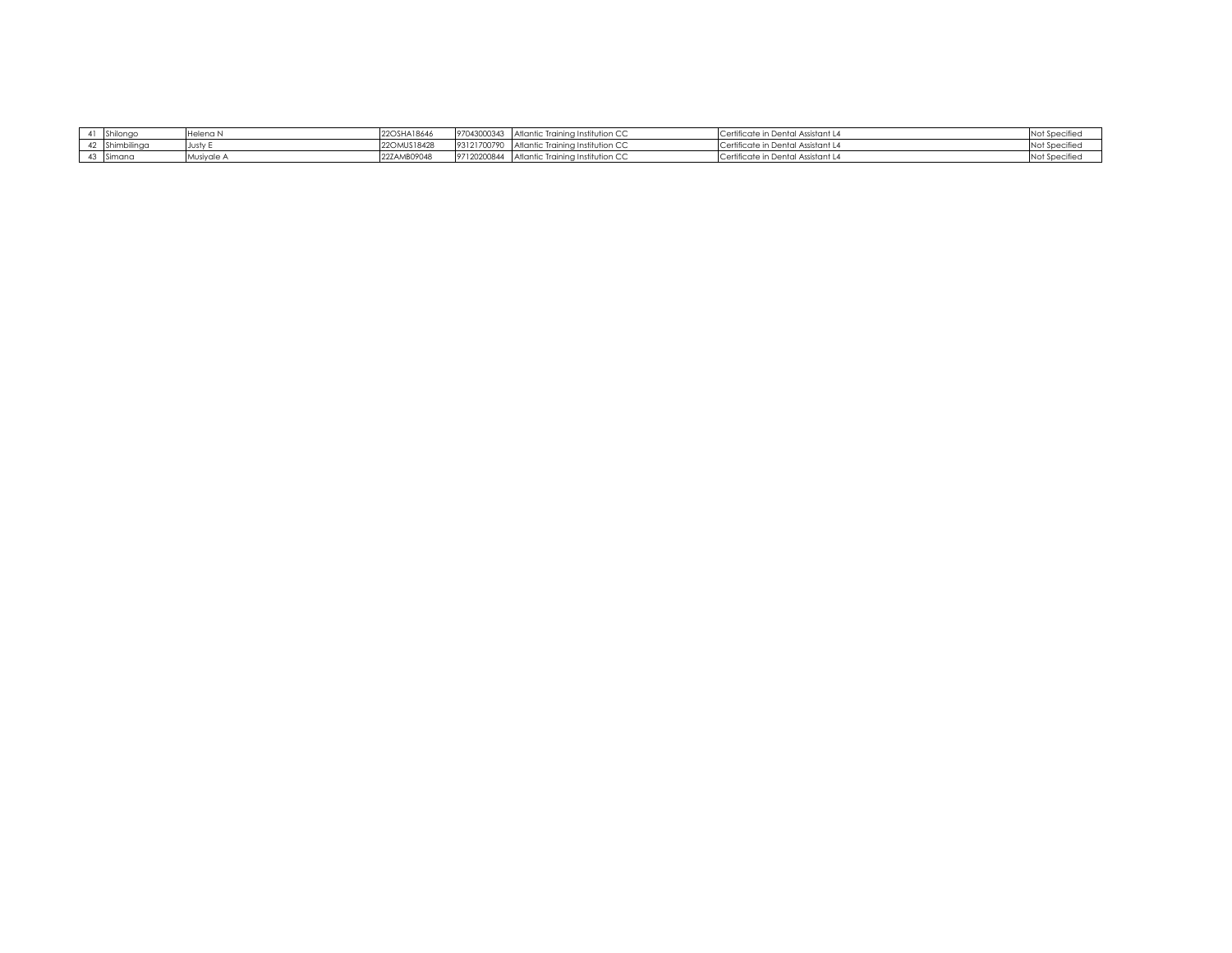| | | | | | | | |
|---|---|---|---|---|---|---|---|
| 41 | Shilongo | Helena N | 22OSHA18646 | 97043000343 | Atlantic Training Institution CC | Certificate in Dental Assistant L4 | Not Specified |
| 42 | Shimbilinga | Justy E | 22OMUS18428 | 93121700790 | Atlantic Training Institution CC | Certificate in Dental Assistant L4 | Not Specified |
| 43 | Simana | Musiyale A | 22ZAMB09048 | 97120200844 | Atlantic Training Institution CC | Certificate in Dental Assistant L4 | Not Specified |